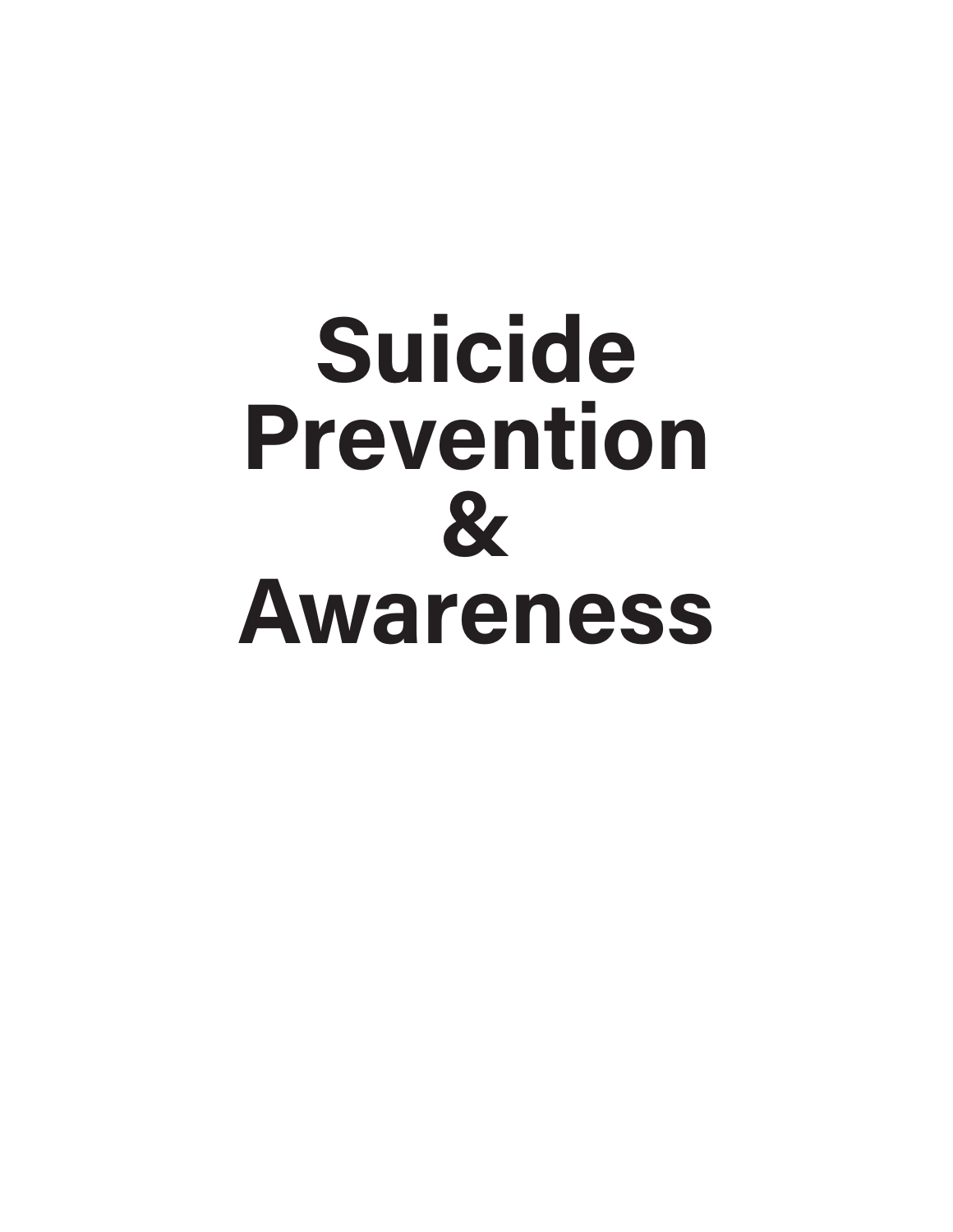# Suicide Prevention & Awareness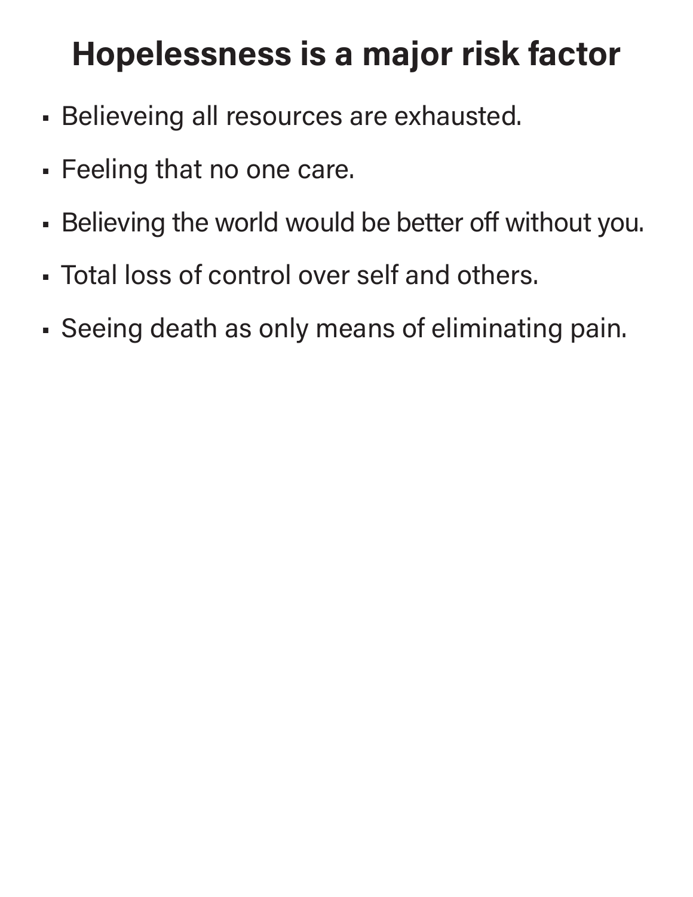# Hopelessness is a major risk factor

- Believeing all resources are exhausted.
- Feeling that no one care.
- Believing the world would be better off without you.
- Total loss of control over self and others.
- Seeing death as only means of eliminating pain.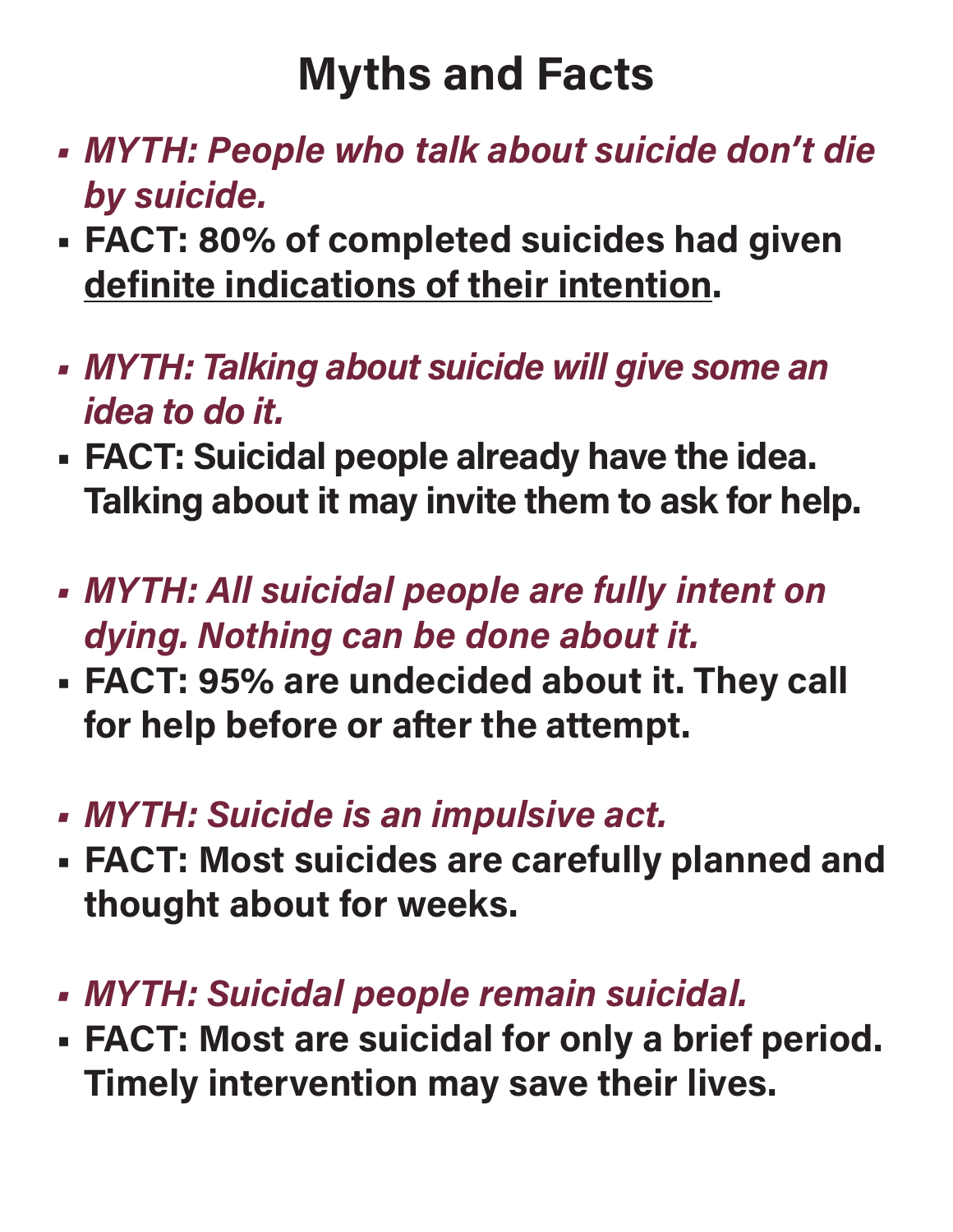# Myths and Facts

- *MYTH: People who talk about suicide don't die by suicide.*
- **FACT: 80% of completed suicides had given <u>definite indications of their intention</u>.**

- *MYTH: Talking about suicide will give some an idea to do it.*
- **FACT: Suicidal people already have the idea. Talking about it may invite them to ask for help.**

- *MYTH: All suicidal people are fully intent on dying. Nothing can be done about it.*
- **FACT: 95% are undecided about it. They call for help before or after the attempt.**

- *MYTH: Suicide is an impulsive act.*
- **FACT: Most suicides are carefully planned and thought about for weeks.**

- *MYTH: Suicidal people remain suicidal.*
- **FACT: Most are suicidal for only a brief period. Timely intervention may save their lives.**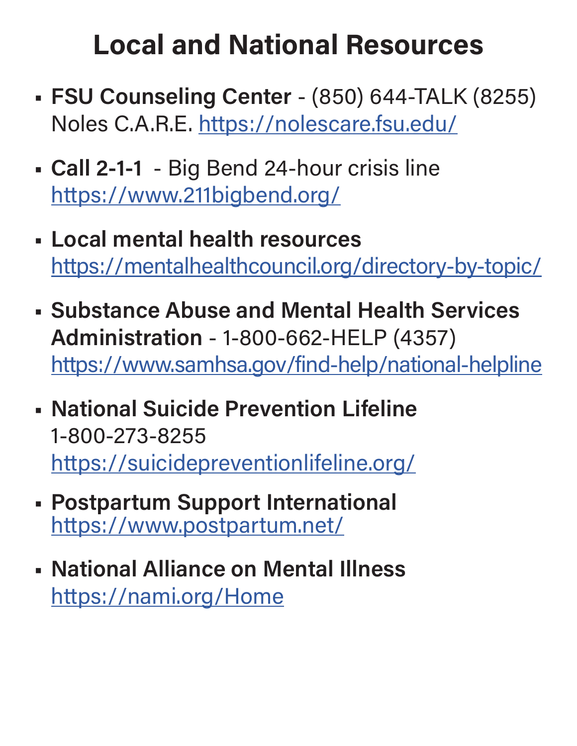# Local and National Resources

- **FSU Counseling Center** - (850) 644-TALK (8255)
  Noles C.A.R.E. https://nolescare.fsu.edu/
- **Call 2-1-1** - Big Bend 24-hour crisis line
  https://www.211bigbend.org/
- **Local mental health resources**
  https://mentalhealthcouncil.org/directory-by-topic/
- **Substance Abuse and Mental Health Services Administration** - 1-800-662-HELP (4357)
  https://www.samhsa.gov/find-help/national-helpline
- **National Suicide Prevention Lifeline**
  1-800-273-8255
  https://suicidepreventionlifeline.org/
- **Postpartum Support International**
  https://www.postpartum.net/
- **National Alliance on Mental Illness**
  https://nami.org/Home